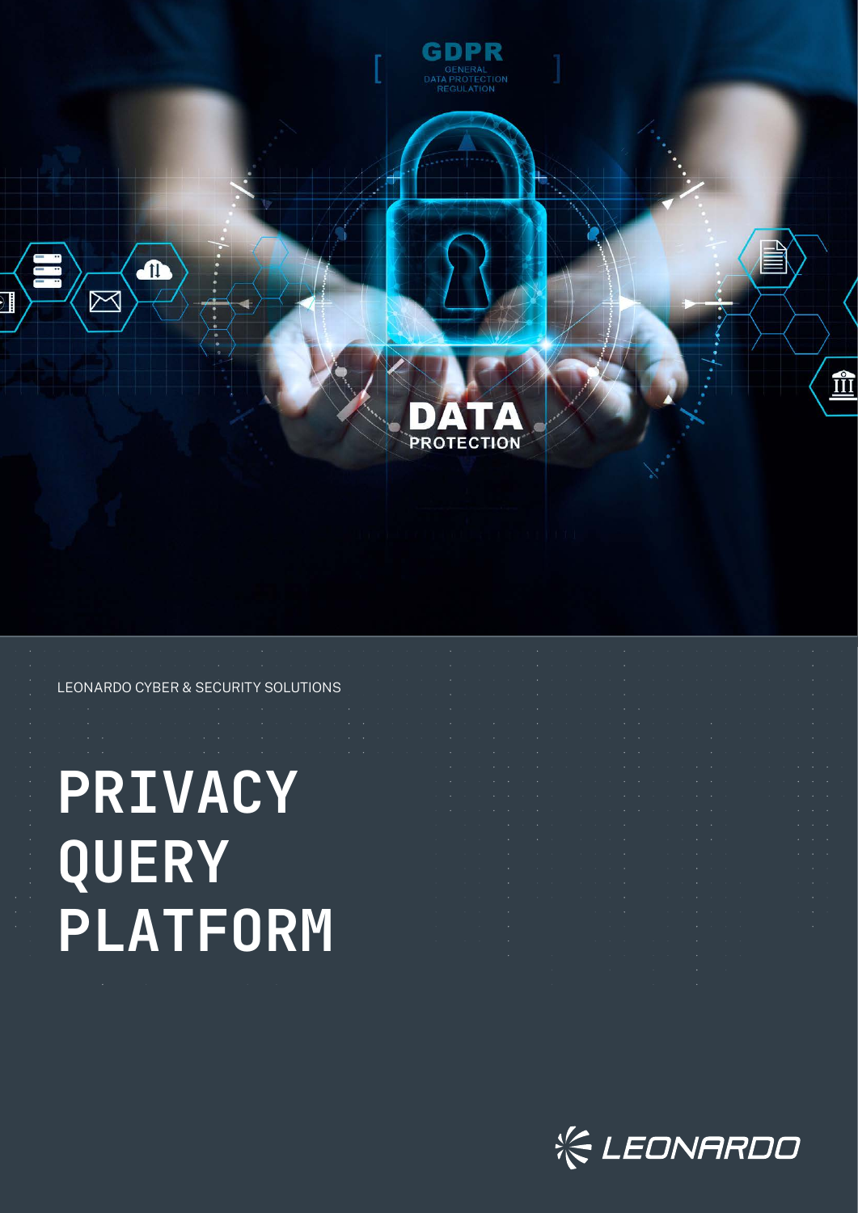LEONARDO CYBER & SECURITY SOLUTIONS

# PRIVACY QUERY PLATFORM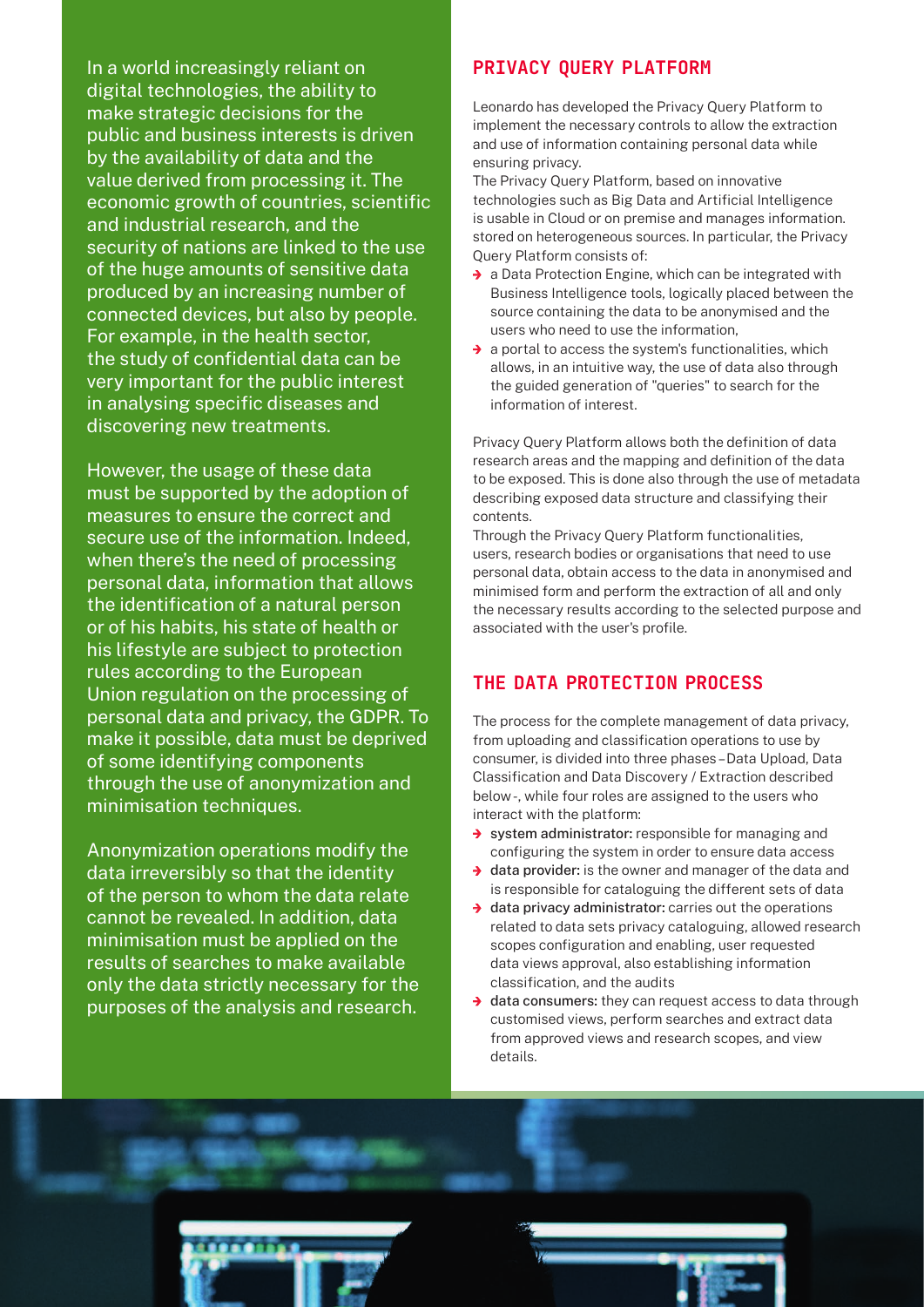In a world increasingly reliant on digital technologies, the ability to make strategic decisions for the public and business interests is driven by the availability of data and the value derived from processing it. The economic growth of countries, scientific and industrial research, and the security of nations are linked to the use of the huge amounts of sensitive data produced by an increasing number of connected devices, but also by people. For example, in the health sector, the study of confidential data can be very important for the public interest in analysing specific diseases and discovering new treatments.

However, the usage of these data must be supported by the adoption of measures to ensure the correct and secure use of the information. Indeed, when there's the need of processing personal data, information that allows the identification of a natural person or of his habits, his state of health or his lifestyle are subject to protection rules according to the European Union regulation on the processing of personal data and privacy, the GDPR. To make it possible, data must be deprived of some identifying components through the use of anonymization and minimisation techniques.

Anonymization operations modify the data irreversibly so that the identity of the person to whom the data relate cannot be revealed. In addition, data minimisation must be applied on the results of searches to make available only the data strictly necessary for the purposes of the analysis and research.

## PRIVACY QUERY PLATFORM

Leonardo has developed the Privacy Query Platform to implement the necessary controls to allow the extraction and use of information containing personal data while ensuring privacy.
The Privacy Query Platform, based on innovative technologies such as Big Data and Artificial Intelligence is usable in Cloud or on premise and manages information. stored on heterogeneous sources. In particular, the Privacy Query Platform consists of:

- a Data Protection Engine, which can be integrated with Business Intelligence tools, logically placed between the source containing the data to be anonymised and the users who need to use the information,
- a portal to access the system's functionalities, which allows, in an intuitive way, the use of data also through the guided generation of "queries" to search for the information of interest.

Privacy Query Platform allows both the definition of data research areas and the mapping and definition of the data to be exposed. This is done also through the use of metadata describing exposed data structure and classifying their contents.
Through the Privacy Query Platform functionalities, users, research bodies or organisations that need to use personal data, obtain access to the data in anonymised and minimised form and perform the extraction of all and only the necessary results according to the selected purpose and associated with the user's profile.

## THE DATA PROTECTION PROCESS

The process for the complete management of data privacy, from uploading and classification operations to use by consumer, is divided into three phases – Data Upload, Data Classification and Data Discovery / Extraction described below -, while four roles are assigned to the users who interact with the platform:

- **system administrator:** responsible for managing and configuring the system in order to ensure data access
- **data provider:** is the owner and manager of the data and is responsible for cataloguing the different sets of data
- **data privacy administrator:** carries out the operations related to data sets privacy cataloguing, allowed research scopes configuration and enabling, user requested data views approval, also establishing information classification, and the audits
- **data consumers:** they can request access to data through customised views, perform searches and extract data from approved views and research scopes, and view details.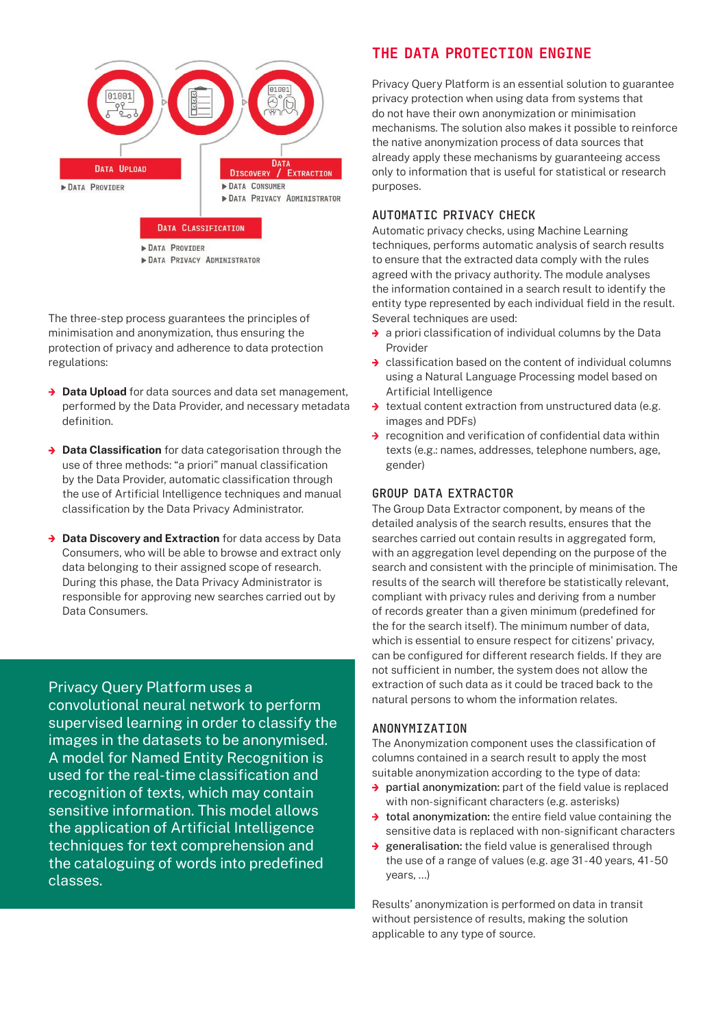Data Upload
▶ Data Provider

Data Discovery / Extraction
▶ Data Consumer
▶ Data Privacy Administrator

Data Classification
▶ Data Provider
▶ Data Privacy Administrator

The three-step process guarantees the principles of minimisation and anonymization, thus ensuring the protection of privacy and adherence to data protection regulations:

- **Data Upload** for data sources and data set management, performed by the Data Provider, and necessary metadata definition.
- **Data Classification** for data categorisation through the use of three methods: "a priori" manual classification by the Data Provider, automatic classification through the use of Artificial Intelligence techniques and manual classification by the Data Privacy Administrator.
- **Data Discovery and Extraction** for data access by Data Consumers, who will be able to browse and extract only data belonging to their assigned scope of research. During this phase, the Data Privacy Administrator is responsible for approving new searches carried out by Data Consumers.

Privacy Query Platform uses a convolutional neural network to perform supervised learning in order to classify the images in the datasets to be anonymised. A model for Named Entity Recognition is used for the real-time classification and recognition of texts, which may contain sensitive information. This model allows the application of Artificial Intelligence techniques for text comprehension and the cataloguing of words into predefined classes.

# THE DATA PROTECTION ENGINE

Privacy Query Platform is an essential solution to guarantee privacy protection when using data from systems that do not have their own anonymization or minimisation mechanisms. The solution also makes it possible to reinforce the native anonymization process of data sources that already apply these mechanisms by guaranteeing access only to information that is useful for statistical or research purposes.

## AUTOMATIC PRIVACY CHECK

Automatic privacy checks, using Machine Learning techniques, performs automatic analysis of search results to ensure that the extracted data comply with the rules agreed with the privacy authority. The module analyses the information contained in a search result to identify the entity type represented by each individual field in the result. Several techniques are used:

- a priori classification of individual columns by the Data Provider
- classification based on the content of individual columns using a Natural Language Processing model based on Artificial Intelligence
- textual content extraction from unstructured data (e.g. images and PDFs)
- recognition and verification of confidential data within texts (e.g.: names, addresses, telephone numbers, age, gender)

## GROUP DATA EXTRACTOR

The Group Data Extractor component, by means of the detailed analysis of the search results, ensures that the searches carried out contain results in aggregated form, with an aggregation level depending on the purpose of the search and consistent with the principle of minimisation. The results of the search will therefore be statistically relevant, compliant with privacy rules and deriving from a number of records greater than a given minimum (predefined for the for the search itself). The minimum number of data, which is essential to ensure respect for citizens' privacy, can be configured for different research fields. If they are not sufficient in number, the system does not allow the extraction of such data as it could be traced back to the natural persons to whom the information relates.

## ANONYMIZATION

The Anonymization component uses the classification of columns contained in a search result to apply the most suitable anonymization according to the type of data:

- **partial anonymization:** part of the field value is replaced with non-significant characters (e.g. asterisks)
- **total anonymization:** the entire field value containing the sensitive data is replaced with non-significant characters
- **generalisation:** the field value is generalised through the use of a range of values (e.g. age 31-40 years, 41-50 years, ...)

Results' anonymization is performed on data in transit without persistence of results, making the solution applicable to any type of source.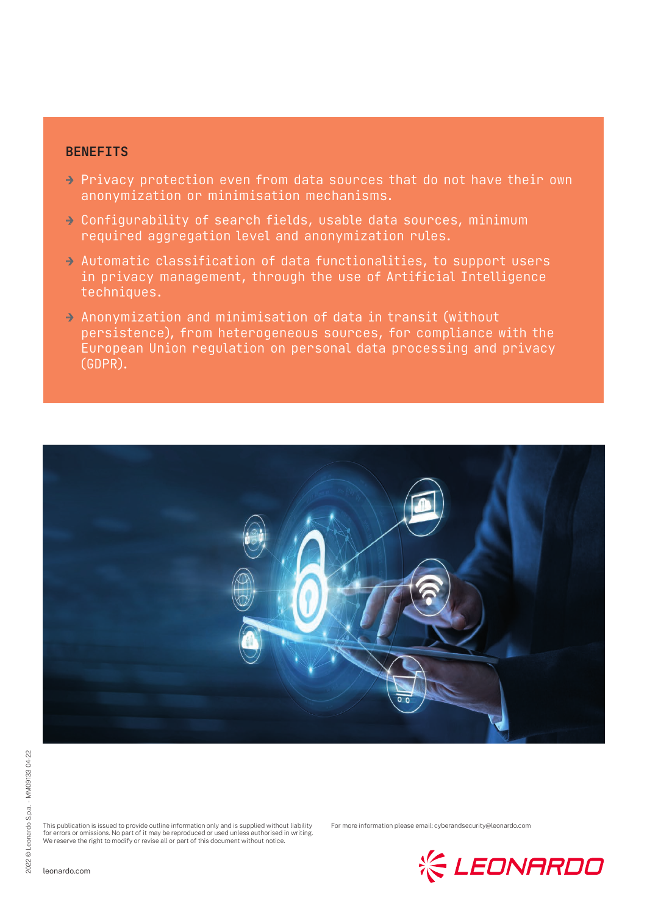## BENEFITS

- Privacy protection even from data sources that do not have their own anonymization or minimisation mechanisms.
- Configurability of search fields, usable data sources, minimum required aggregation level and anonymization rules.
- Automatic classification of data functionalities, to support users in privacy management, through the use of Artificial Intelligence techniques.
- Anonymization and minimisation of data in transit (without persistence), from heterogeneous sources, for compliance with the European Union regulation on personal data processing and privacy (GDPR).

This publication is issued to provide outline information only and is supplied without liability for errors or omissions. No part of it may be reproduced or used unless authorised in writing. We reserve the right to modify or revise all or part of this document without notice.

For more information please email: cyberandsecurity@leonardo.com

2022 © Leonardo S.p.a. - MM09133 04-22

leonardo.com

LEONARDO